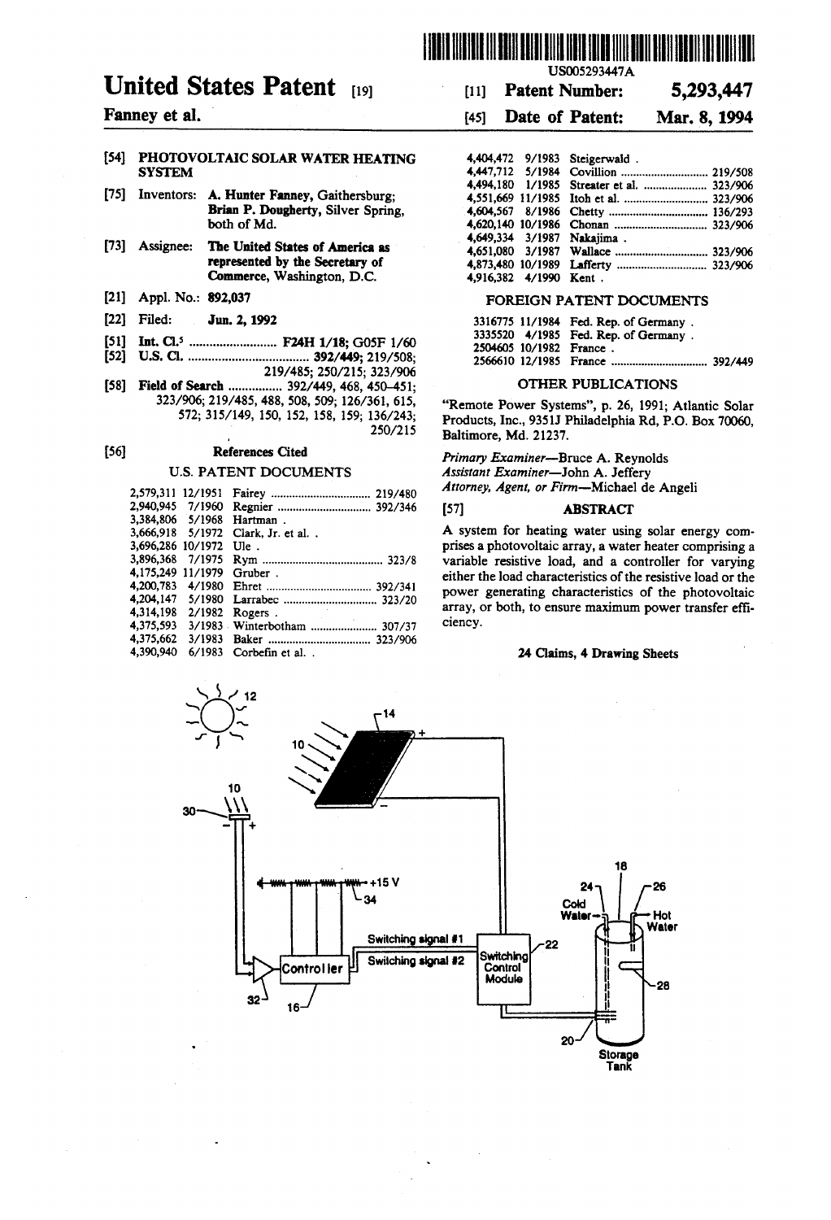US005293447A

# United States Patent [19]

**Fanney et al.**

[11] **Patent Number: 5,293,447**

[45] **Date of Patent: Mar. 8, 1994**

[54] **PHOTOVOLTAIC SOLAR WATER HEATING SYSTEM**

[75] Inventors: **A. Hunter Fanney**, Gaithersburg; **Brian P. Dougherty**, Silver Spring, both of Md.

[73] Assignee: **The United States of America as represented by the Secretary of Commerce**, Washington, D.C.

[21] Appl. No.: **892,037**

[22] Filed: **Jun. 2, 1992**

[51] **Int. Cl.**[5] .......................... **F24H 1/18; G05F 1/60**

[52] **U.S. Cl.** .................................... **392/449**; 219/508; 219/485; 250/215; 323/906

[58] **Field of Search** ................ 392/449, 468, 450–451; 323/906; 219/485, 488, 508, 509; 126/361, 615, 572; 315/149, 150, 152, 158, 159; 136/243; 250/215

[56] **References Cited**

U.S. PATENT DOCUMENTS

| | | | |
|---|---|---|---|
| 2,579,311 | 12/1951 | Fairey | 219/480 |
| 2,940,945 | 7/1960 | Regnier | 392/346 |
| 3,384,806 | 5/1968 | Hartman . | |
| 3,666,918 | 5/1972 | Clark, Jr. et al. . | |
| 3,696,286 | 10/1972 | Ule . | |
| 3,896,368 | 7/1975 | Rym | 323/8 |
| 4,175,249 | 11/1979 | Gruber . | |
| 4,200,783 | 4/1980 | Ehret | 392/341 |
| 4,204,147 | 5/1980 | Larrabec | 323/20 |
| 4,314,198 | 2/1982 | Rogers . | |
| 4,375,593 | 3/1983 | Winterbotham | 307/37 |
| 4,375,662 | 3/1983 | Baker | 323/906 |
| 4,390,940 | 6/1983 | Corbefin et al. . | |
| 4,404,472 | 9/1983 | Steigerwald . | |
| 4,447,712 | 5/1984 | Covillion | 219/508 |
| 4,494,180 | 1/1985 | Streater et al. | 323/906 |
| 4,551,669 | 11/1985 | Itoh et al. | 323/906 |
| 4,604,567 | 8/1986 | Chetty | 136/293 |
| 4,620,140 | 10/1986 | Chonan | 323/906 |
| 4,649,334 | 3/1987 | Nakajima . | |
| 4,651,080 | 3/1987 | Wallace | 323/906 |
| 4,873,480 | 10/1989 | Lafferty | 323/906 |
| 4,916,382 | 4/1990 | Kent . | |

FOREIGN PATENT DOCUMENTS

| | | | |
|---|---|---|---|
| 3316775 | 11/1984 | Fed. Rep. of Germany . | |
| 3335520 | 4/1985 | Fed. Rep. of Germany . | |
| 2504605 | 10/1982 | France . | |
| 2566610 | 12/1985 | France | 392/449 |

OTHER PUBLICATIONS

"Remote Power Systems", p. 26, 1991; Atlantic Solar Products, Inc., 9351J Philadelphia Rd, P.O. Box 70060, Baltimore, Md. 21237.

*Primary Examiner*—Bruce A. Reynolds
*Assistant Examiner*—John A. Jeffery
*Attorney, Agent, or Firm*—Michael de Angeli

[57] **ABSTRACT**

A system for heating water using solar energy comprises a photovoltaic array, a water heater comprising a variable resistive load, and a controller for varying either the load characteristics of the resistive load or the power generating characteristics of the photovoltaic array, or both, to ensure maximum power transfer efficiency.

**24 Claims, 4 Drawing Sheets**

12 10 14 + − 10 30 − + +15 V 34 Switching signal #1 Switching signal #2 Controller 32 16 Switching Control Module 22 18 24 26 Cold Water Hot Water 28 20 Storage Tank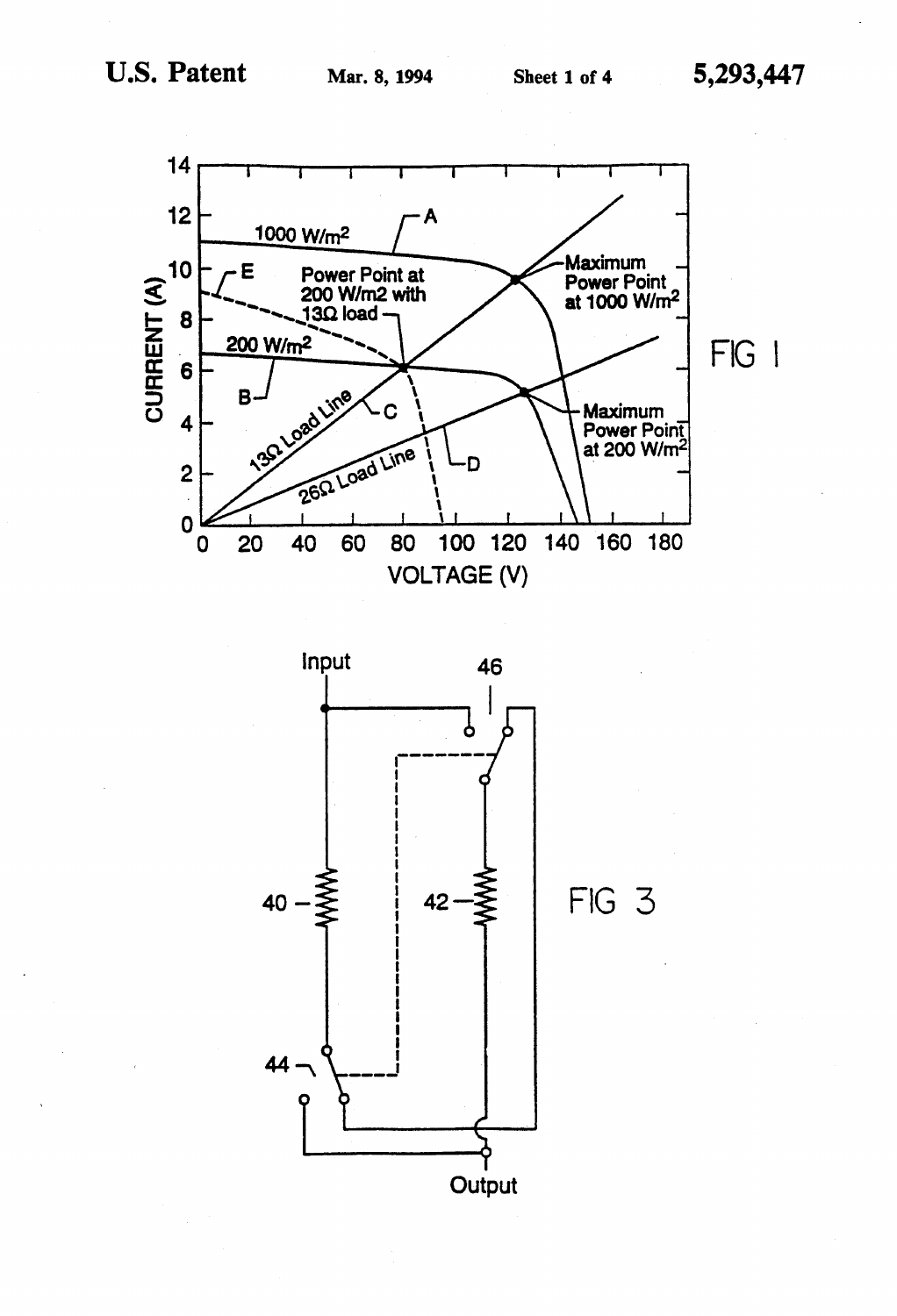FIG 1

FIG 3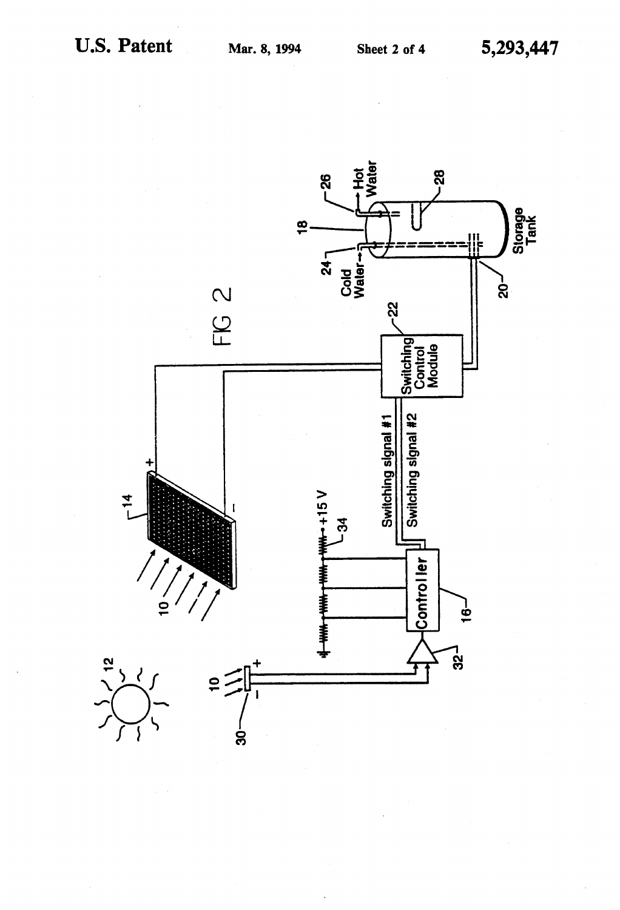FIG 2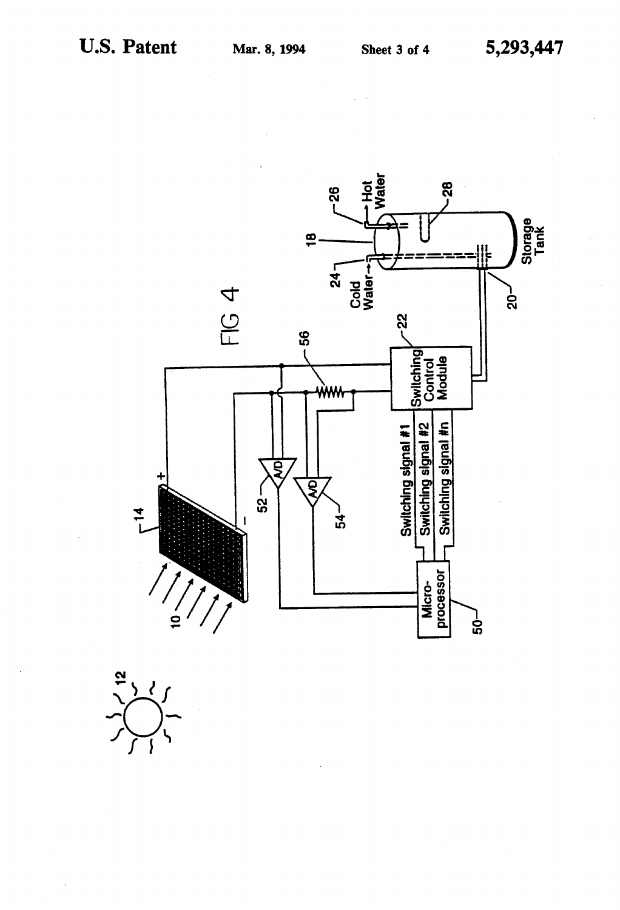FIG 4

10

12

14

+

−

52

A/D

54

A/D

56

Switching signal #1

Switching signal #2

Switching signal #n

Micro-processor

50

22

Switching Control Module

20

24

Cold Water

18

26

Hot Water

28

Storage Tank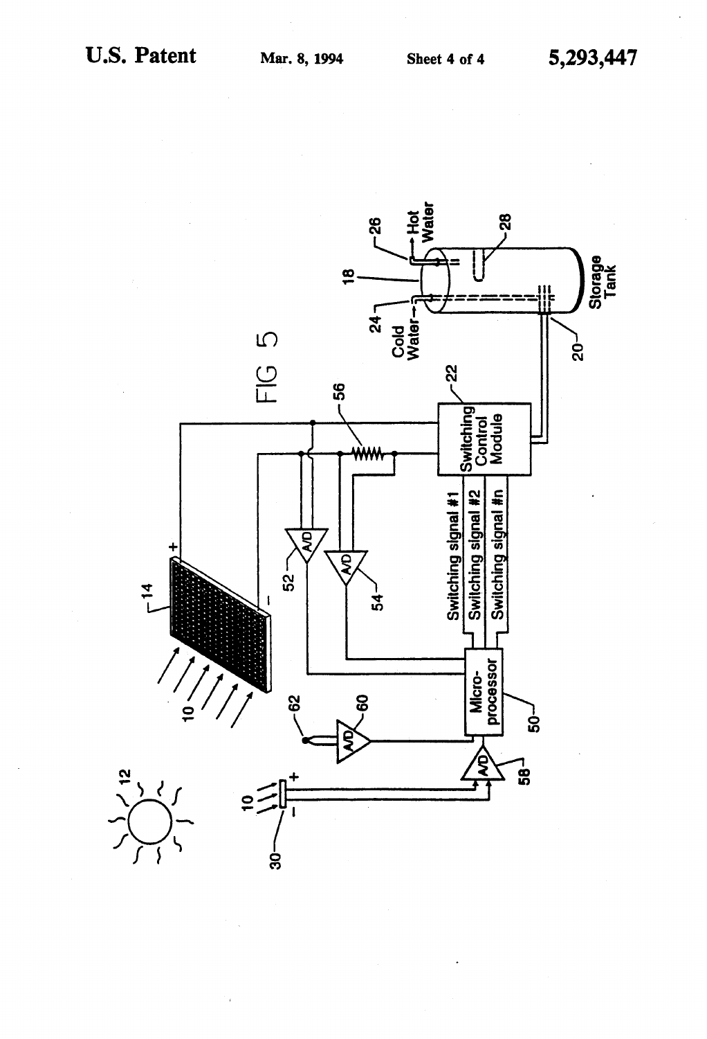FIG 5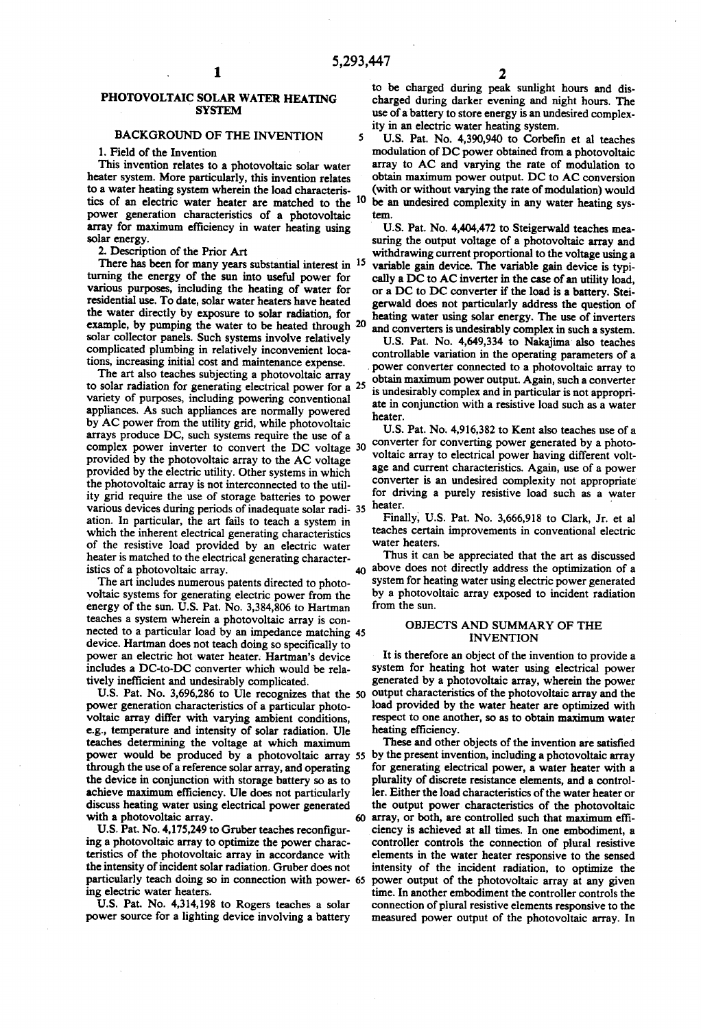# PHOTOVOLTAIC SOLAR WATER HEATING SYSTEM

## BACKGROUND OF THE INVENTION

### 1. Field of the Invention

This invention relates to a photovoltaic solar water heater system. More particularly, this invention relates to a water heating system wherein the load characteristics of an electric water heater are matched to the power generation characteristics of a photovoltaic array for maximum efficiency in water heating using solar energy.

### 2. Description of the Prior Art

There has been for many years substantial interest in turning the energy of the sun into useful power for various purposes, including the heating of water for residential use. To date, solar water heaters have heated the water directly by exposure to solar radiation, for example, by pumping the water to be heated through solar collector panels. Such systems involve relatively complicated plumbing in relatively inconvenient locations, increasing initial cost and maintenance expense.

The art also teaches subjecting a photovoltaic array to solar radiation for generating electrical power for a variety of purposes, including powering conventional appliances. As such appliances are normally powered by AC power from the utility grid, while photovoltaic arrays produce DC, such systems require the use of a complex power inverter to convert the DC voltage provided by the photovoltaic array to the AC voltage provided by the electric utility. Other systems in which the photovoltaic array is not interconnected to the utility grid require the use of storage batteries to power various devices during periods of inadequate solar radiation. In particular, the art fails to teach a system in which the inherent electrical generating characteristics of the resistive load provided by an electric water heater is matched to the electrical generating characteristics of a photovoltaic array.

The art includes numerous patents directed to photovoltaic systems for generating electric power from the energy of the sun. U.S. Pat. No. 3,384,806 to Hartman teaches a system wherein a photovoltaic array is connected to a particular load by an impedance matching device. Hartman does not teach doing so specifically to power an electric hot water heater. Hartman's device includes a DC-to-DC converter which would be relatively inefficient and undesirably complicated.

U.S. Pat. No. 3,696,286 to Ule recognizes that the power generation characteristics of a particular photovoltaic array differ with varying ambient conditions, e.g., temperature and intensity of solar radiation. Ule teaches determining the voltage at which maximum power would be produced by a photovoltaic array through the use of a reference solar array, and operating the device in conjunction with storage battery so as to achieve maximum efficiency. Ule does not particularly discuss heating water using electrical power generated with a photovoltaic array.

U.S. Pat. No. 4,175,249 to Gruber teaches reconfiguring a photovoltaic array to optimize the power characteristics of the photovoltaic array in accordance with the intensity of incident solar radiation. Gruber does not particularly teach doing so in connection with powering electric water heaters.

U.S. Pat. No. 4,314,198 to Rogers teaches a solar power source for a lighting device involving a battery to be charged during peak sunlight hours and discharged during darker evening and night hours. The use of a battery to store energy is an undesired complexity in an electric water heating system.

U.S. Pat. No. 4,390,940 to Corbefin et al teaches modulation of DC power obtained from a photovoltaic array to AC and varying the rate of modulation to obtain maximum power output. DC to AC conversion (with or without varying the rate of modulation) would be an undesired complexity in any water heating system.

U.S. Pat. No. 4,404,472 to Steigerwald teaches measuring the output voltage of a photovoltaic array and withdrawing current proportional to the voltage using a variable gain device. The variable gain device is typically a DC to AC inverter in the case of an utility load, or a DC to DC converter if the load is a battery. Steigerwald does not particularly address the question of heating water using solar energy. The use of inverters and converters is undesirably complex in such a system.

U.S. Pat. No. 4,649,334 to Nakajima also teaches controllable variation in the operating parameters of a power converter connected to a photovoltaic array to obtain maximum power output. Again, such a converter is undesirably complex and in particular is not appropriate in conjunction with a resistive load such as a water heater.

U.S. Pat. No. 4,916,382 to Kent also teaches use of a converter for converting power generated by a photovoltaic array to electrical power having different voltage and current characteristics. Again, use of a power converter is an undesired complexity not appropriate for driving a purely resistive load such as a water heater.

Finally, U.S. Pat. No. 3,666,918 to Clark, Jr. et al teaches certain improvements in conventional electric water heaters.

Thus it can be appreciated that the art as discussed above does not directly address the optimization of a system for heating water using electric power generated by a photovoltaic array exposed to incident radiation from the sun.

## OBJECTS AND SUMMARY OF THE INVENTION

It is therefore an object of the invention to provide a system for heating hot water using electrical power generated by a photovoltaic array, wherein the power output characteristics of the photovoltaic array and the load provided by the water heater are optimized with respect to one another, so as to obtain maximum water heating efficiency.

These and other objects of the invention are satisfied by the present invention, including a photovoltaic array for generating electrical power, a water heater with a plurality of discrete resistance elements, and a controller. Either the load characteristics of the water heater or the output power characteristics of the photovoltaic array, or both, are controlled such that maximum efficiency is achieved at all times. In one embodiment, a controller controls the connection of plural resistive elements in the water heater responsive to the sensed intensity of the incident radiation, to optimize the power output of the photovoltaic array at any given time. In another embodiment the controller controls the connection of plural resistive elements responsive to the measured power output of the photovoltaic array. In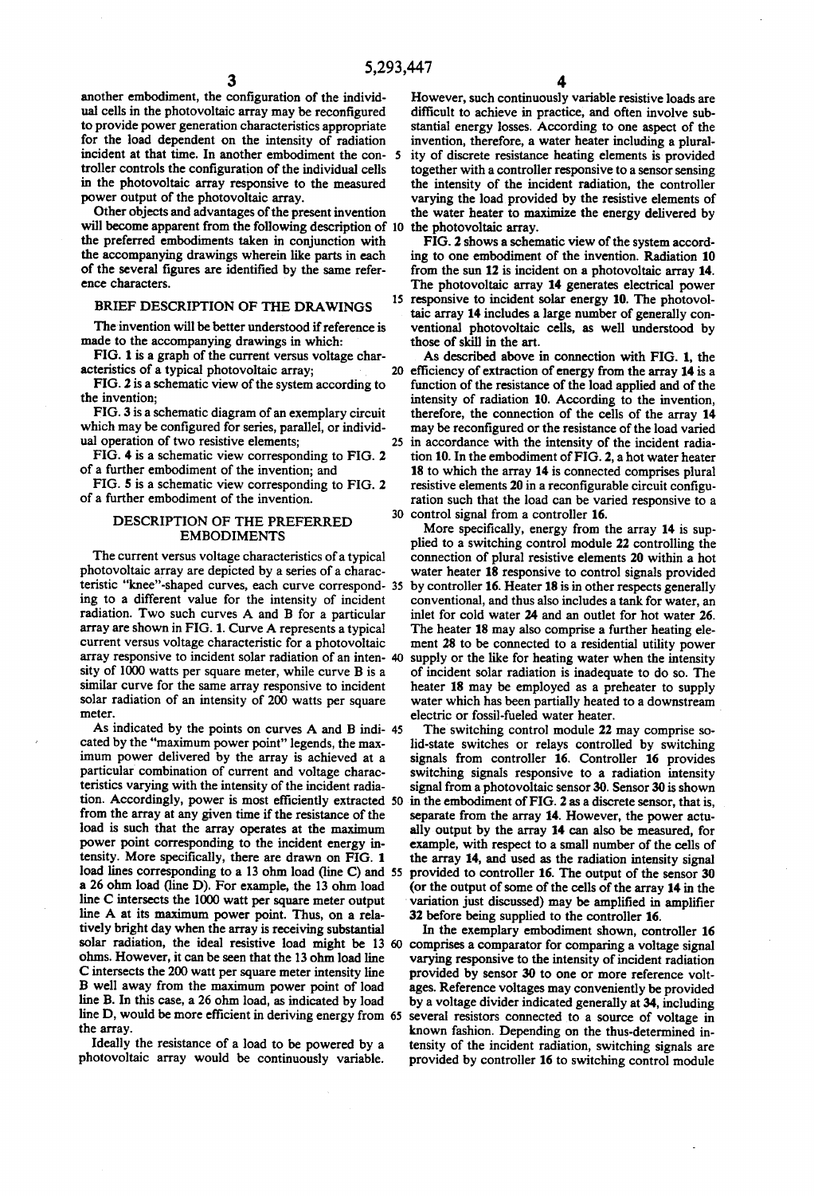another embodiment, the configuration of the individual cells in the photovoltaic array may be reconfigured to provide power generation characteristics appropriate for the load dependent on the intensity of radiation incident at that time. In another embodiment the controller controls the configuration of the individual cells in the photovoltaic array responsive to the measured power output of the photovoltaic array.

Other objects and advantages of the present invention will become apparent from the following description of the preferred embodiments taken in conjunction with the accompanying drawings wherein like parts in each of the several figures are identified by the same reference characters.

## BRIEF DESCRIPTION OF THE DRAWINGS

The invention will be better understood if reference is made to the accompanying drawings in which:

FIG. 1 is a graph of the current versus voltage characteristics of a typical photovoltaic array;

FIG. 2 is a schematic view of the system according to the invention;

FIG. 3 is a schematic diagram of an exemplary circuit which may be configured for series, parallel, or individual operation of two resistive elements;

FIG. 4 is a schematic view corresponding to FIG. 2 of a further embodiment of the invention; and

FIG. 5 is a schematic view corresponding to FIG. 2 of a further embodiment of the invention.

## DESCRIPTION OF THE PREFERRED EMBODIMENTS

The current versus voltage characteristics of a typical photovoltaic array are depicted by a series of a characteristic "knee"-shaped curves, each curve corresponding to a different value for the intensity of incident radiation. Two such curves A and B for a particular array are shown in FIG. 1. Curve A represents a typical current versus voltage characteristic for a photovoltaic array responsive to incident solar radiation of an intensity of 1000 watts per square meter, while curve B is a similar curve for the same array responsive to incident solar radiation of an intensity of 200 watts per square meter.

As indicated by the points on curves A and B indicated by the "maximum power point" legends, the maximum power delivered by the array is achieved at a particular combination of current and voltage characteristics varying with the intensity of the incident radiation. Accordingly, power is most efficiently extracted from the array at any given time if the resistance of the load is such that the array operates at the maximum power point corresponding to the incident energy intensity. More specifically, there are drawn on FIG. 1 load lines corresponding to a 13 ohm load (line C) and a 26 ohm load (line D). For example, the 13 ohm load line C intersects the 1000 watt per square meter output line A at its maximum power point. Thus, on a relatively bright day when the array is receiving substantial solar radiation, the ideal resistive load might be 13 ohms. However, it can be seen that the 13 ohm load line C intersects the 200 watt per square meter intensity line B well away from the maximum power point of load line B. In this case, a 26 ohm load, as indicated by load line D, would be more efficient in deriving energy from the array.

Ideally the resistance of a load to be powered by a photovoltaic array would be continuously variable. However, such continuously variable resistive loads are difficult to achieve in practice, and often involve substantial energy losses. According to one aspect of the invention, therefore, a water heater including a plurality of discrete resistance heating elements is provided together with a controller responsive to a sensor sensing the intensity of the incident radiation, the controller varying the load provided by the resistive elements of the water heater to maximize the energy delivered by the photovoltaic array.

FIG. 2 shows a schematic view of the system according to one embodiment of the invention. Radiation 10 from the sun 12 is incident on a photovoltaic array 14. The photovoltaic array 14 generates electrical power responsive to incident solar energy 10. The photovoltaic array 14 includes a large number of generally conventional photovoltaic cells, as well understood by those of skill in the art.

As described above in connection with FIG. 1, the efficiency of extraction of energy from the array 14 is a function of the resistance of the load applied and of the intensity of radiation 10. According to the invention, therefore, the connection of the cells of the array 14 may be reconfigured or the resistance of the load varied in accordance with the intensity of the incident radiation 10. In the embodiment of FIG. 2, a hot water heater 18 to which the array 14 is connected comprises plural resistive elements 20 in a reconfigurable circuit configuration such that the load can be varied responsive to a control signal from a controller 16.

More specifically, energy from the array 14 is supplied to a switching control module 22 controlling the connection of plural resistive elements 20 within a hot water heater 18 responsive to control signals provided by controller 16. Heater 18 is in other respects generally conventional, and thus also includes a tank for water, an inlet for cold water 24 and an outlet for hot water 26. The heater 18 may also comprise a further heating element 28 to be connected to a residential utility power supply or the like for heating water when the intensity of incident solar radiation is inadequate to do so. The heater 18 may be employed as a preheater to supply water which has been partially heated to a downstream electric or fossil-fueled water heater.

The switching control module 22 may comprise solid-state switches or relays controlled by switching signals from controller 16. Controller 16 provides switching signals responsive to a radiation intensity signal from a photovoltaic sensor 30. Sensor 30 is shown in the embodiment of FIG. 2 as a discrete sensor, that is, separate from the array 14. However, the power actually output by the array 14 can also be measured, for example, with respect to a small number of the cells of the array 14, and used as the radiation intensity signal provided to controller 16. The output of the sensor 30 (or the output of some of the cells of the array 14 in the variation just discussed) may be amplified in amplifier 32 before being supplied to the controller 16.

In the exemplary embodiment shown, controller 16 comprises a comparator for comparing a voltage signal varying responsive to the intensity of incident radiation provided by sensor 30 to one or more reference voltages. Reference voltages may conveniently be provided by a voltage divider indicated generally at 34, including several resistors connected to a source of voltage in known fashion. Depending on the thus-determined intensity of the incident radiation, switching signals are provided by controller 16 to switching control module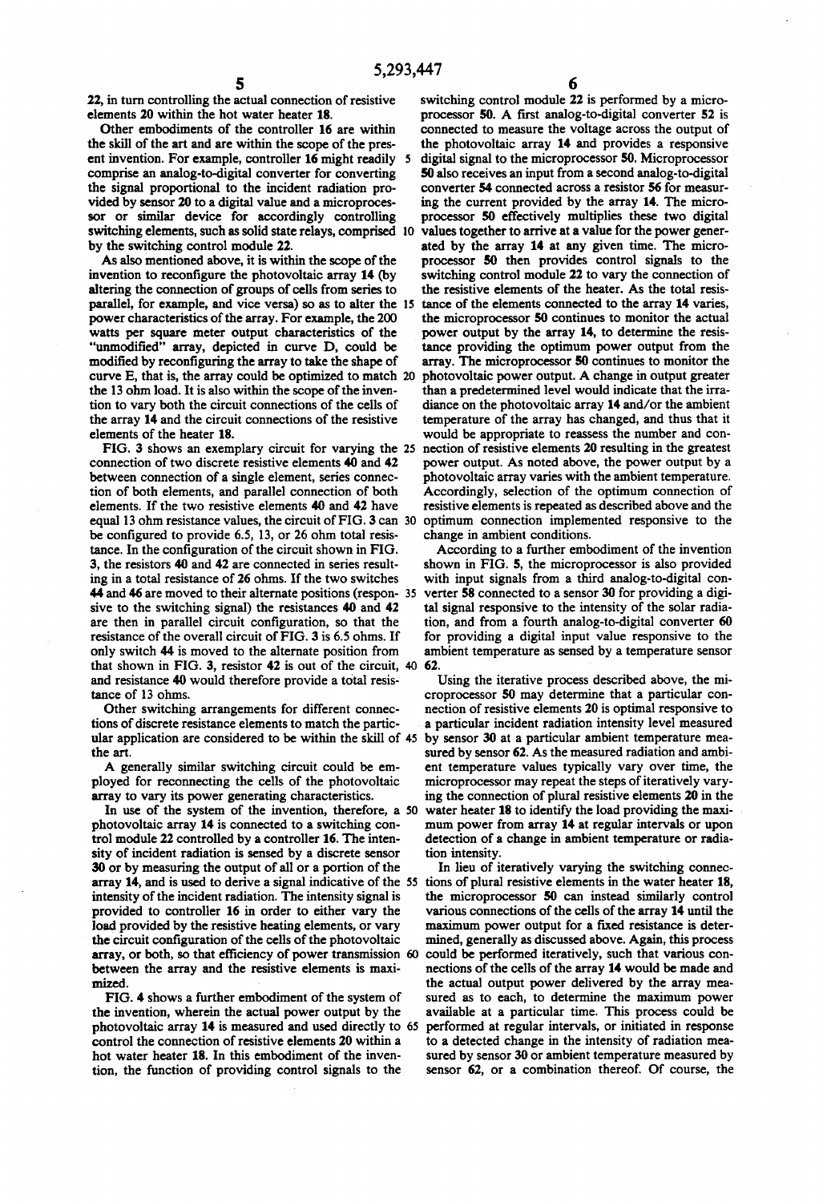22, in turn controlling the actual connection of resistive elements 20 within the hot water heater 18.

Other embodiments of the controller 16 are within the skill of the art and are within the scope of the present invention. For example, controller 16 might readily comprise an analog-to-digital converter for converting the signal proportional to the incident radiation provided by sensor 20 to a digital value and a microprocessor or similar device for accordingly controlling switching elements, such as solid state relays, comprised by the switching control module 22.

As also mentioned above, it is within the scope of the invention to reconfigure the photovoltaic array 14 (by altering the connection of groups of cells from series to parallel, for example, and vice versa) so as to alter the power characteristics of the array. For example, the 200 watts per square meter output characteristics of the "unmodified" array, depicted in curve D, could be modified by reconfiguring the array to take the shape of curve E, that is, the array could be optimized to match the 13 ohm load. It is also within the scope of the invention to vary both the circuit connections of the cells of the array 14 and the circuit connections of the resistive elements of the heater 18.

FIG. 3 shows an exemplary circuit for varying the connection of two discrete resistive elements 40 and 42 between connection of a single element, series connection of both elements, and parallel connection of both elements. If the two resistive elements 40 and 42 have equal 13 ohm resistance values, the circuit of FIG. 3 can be configured to provide 6.5, 13, or 26 ohm total resistance. In the configuration of the circuit shown in FIG. 3, the resistors 40 and 42 are connected in series resulting in a total resistance of 26 ohms. If the two switches 44 and 46 are moved to their alternate positions (responsive to the switching signal) the resistances 40 and 42 are then in parallel circuit configuration, so that the resistance of the overall circuit of FIG. 3 is 6.5 ohms. If only switch 44 is moved to the alternate position from that shown in FIG. 3, resistor 42 is out of the circuit, and resistance 40 would therefore provide a total resistance of 13 ohms.

Other switching arrangements for different connections of discrete resistance elements to match the particular application are considered to be within the skill of the art.

A generally similar switching circuit could be employed for reconnecting the cells of the photovoltaic array to vary its power generating characteristics.

In use of the system of the invention, therefore, a photovoltaic array 14 is connected to a switching control module 22 controlled by a controller 16. The intensity of incident radiation is sensed by a discrete sensor 30 or by measuring the output of all or a portion of the array 14, and is used to derive a signal indicative of the intensity of the incident radiation. The intensity signal is provided to controller 16 in order to either vary the load provided by the resistive heating elements, or vary the circuit configuration of the cells of the photovoltaic array, or both, so that efficiency of power transmission between the array and the resistive elements is maximized.

FIG. 4 shows a further embodiment of the system of the invention, wherein the actual power output by the photovoltaic array 14 is measured and used directly to control the connection of resistive elements 20 within a hot water heater 18. In this embodiment of the invention, the function of providing control signals to the switching control module 22 is performed by a microprocessor 50. A first analog-to-digital converter 52 is connected to measure the voltage across the output of the photovoltaic array 14 and provides a responsive digital signal to the microprocessor 50. Microprocessor 50 also receives an input from a second analog-to-digital converter 54 connected across a resistor 56 for measuring the current provided by the array 14. The microprocessor 50 effectively multiplies these two digital values together to arrive at a value for the power generated by the array 14 at any given time. The microprocessor 50 then provides control signals to the switching control module 22 to vary the connection of the resistive elements of the heater. As the total resistance of the elements connected to the array 14 varies, the microprocessor 50 continues to monitor the actual power output by the array 14, to determine the resistance providing the optimum power output from the array. The microprocessor 50 continues to monitor the photovoltaic power output. A change in output greater than a predetermined level would indicate that the irradiance on the photovoltaic array 14 and/or the ambient temperature of the array has changed, and thus that it would be appropriate to reassess the number and connection of resistive elements 20 resulting in the greatest power output. As noted above, the power output by a photovoltaic array varies with the ambient temperature. Accordingly, selection of the optimum connection of resistive elements is repeated as described above and the optimum connection implemented responsive to the change in ambient conditions.

According to a further embodiment of the invention shown in FIG. 5, the microprocessor is also provided with input signals from a third analog-to-digital converter 58 connected to a sensor 30 for providing a digital signal responsive to the intensity of the solar radiation, and from a fourth analog-to-digital converter 60 for providing a digital input value responsive to the ambient temperature as sensed by a temperature sensor 62.

Using the iterative process described above, the microprocessor 50 may determine that a particular connection of resistive elements 20 is optimal responsive to a particular incident radiation intensity level measured by sensor 30 at a particular ambient temperature measured by sensor 62. As the measured radiation and ambient temperature values typically vary over time, the microprocessor may repeat the steps of iteratively varying the connection of plural resistive elements 20 in the water heater 18 to identify the load providing the maximum power from array 14 at regular intervals or upon detection of a change in ambient temperature or radiation intensity.

In lieu of iteratively varying the switching connections of plural resistive elements in the water heater 18, the microprocessor 50 can instead similarly control various connections of the cells of the array 14 until the maximum power output for a fixed resistance is determined, generally as discussed above. Again, this process could be performed iteratively, such that various connections of the cells of the array 14 would be made and the actual output power delivered by the array measured as to each, to determine the maximum power available at a particular time. This process could be performed at regular intervals, or initiated in response to a detected change in the intensity of radiation measured by sensor 30 or ambient temperature measured by sensor 62, or a combination thereof. Of course, the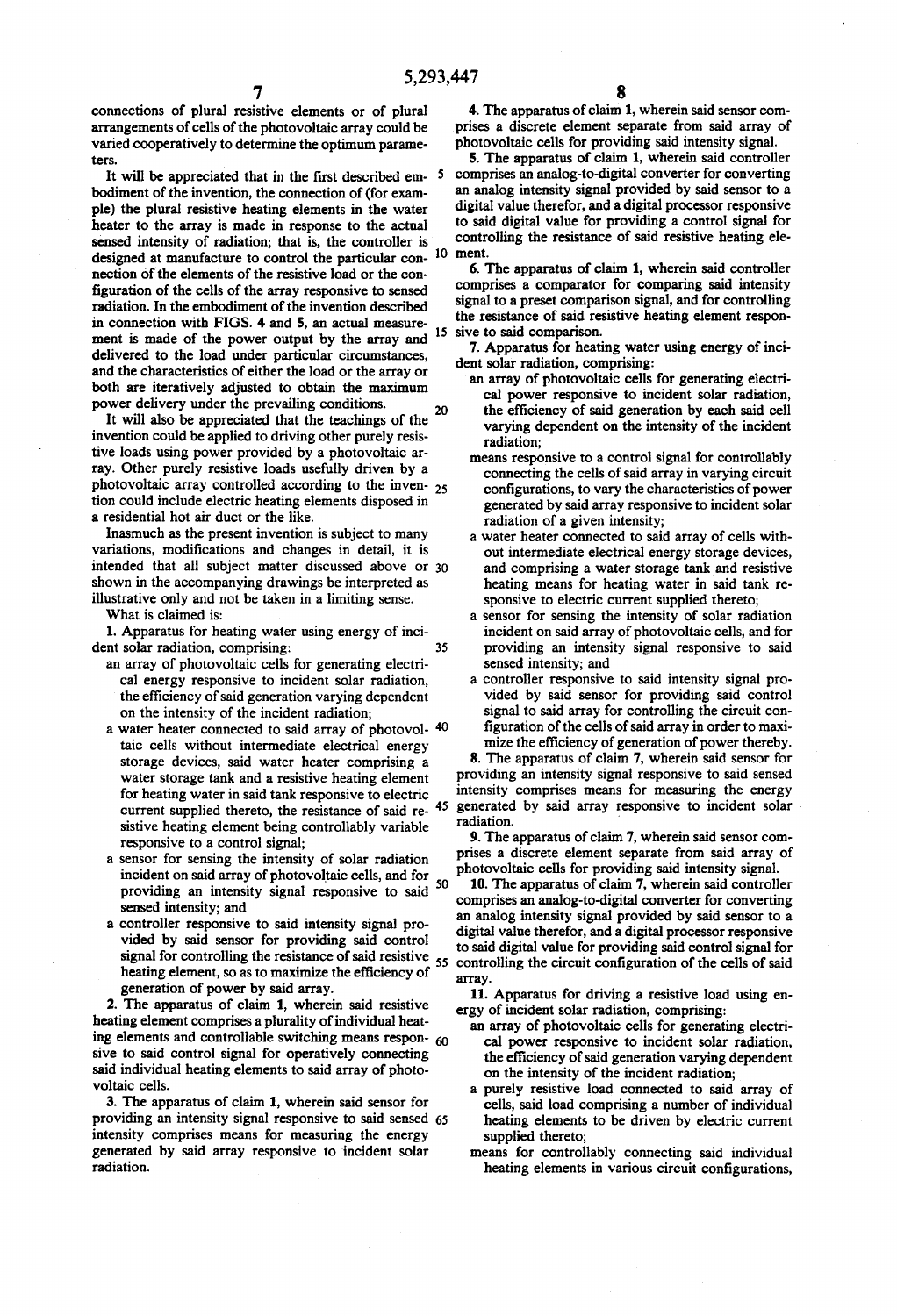connections of plural resistive elements or of plural arrangements of cells of the photovoltaic array could be varied cooperatively to determine the optimum parameters.

It will be appreciated that in the first described embodiment of the invention, the connection of (for example) the plural resistive heating elements in the water heater to the array is made in response to the actual sensed intensity of radiation; that is, the controller is designed at manufacture to control the particular connection of the elements of the resistive load or the configuration of the cells of the array responsive to sensed radiation. In the embodiment of the invention described in connection with FIGS. 4 and 5, an actual measurement is made of the power output by the array and delivered to the load under particular circumstances, and the characteristics of either the load or the array or both are iteratively adjusted to obtain the maximum power delivery under the prevailing conditions.

It will also be appreciated that the teachings of the invention could be applied to driving other purely resistive loads using power provided by a photovoltaic array. Other purely resistive loads usefully driven by a photovoltaic array controlled according to the invention could include electric heating elements disposed in a residential hot air duct or the like.

Inasmuch as the present invention is subject to many variations, modifications and changes in detail, it is intended that all subject matter discussed above or shown in the accompanying drawings be interpreted as illustrative only and not be taken in a limiting sense.

What is claimed is:

**1.** Apparatus for heating water using energy of incident solar radiation, comprising:

- an array of photovoltaic cells for generating electrical energy responsive to incident solar radiation, the efficiency of said generation varying dependent on the intensity of the incident radiation;
- a water heater connected to said array of photovoltaic cells without intermediate electrical energy storage devices, said water heater comprising a water storage tank and a resistive heating element for heating water in said tank responsive to electric current supplied thereto, the resistance of said resistive heating element being controllably variable responsive to a control signal;
- a sensor for sensing the intensity of solar radiation incident on said array of photovoltaic cells, and for providing an intensity signal responsive to said sensed intensity; and
- a controller responsive to said intensity signal provided by said sensor for providing said control signal for controlling the resistance of said resistive heating element, so as to maximize the efficiency of generation of power by said array.

**2.** The apparatus of claim **1**, wherein said resistive heating element comprises a plurality of individual heating elements and controllable switching means responsive to said control signal for operatively connecting said individual heating elements to said array of photovoltaic cells.

**3.** The apparatus of claim **1**, wherein said sensor for providing an intensity signal responsive to said sensed intensity comprises means for measuring the energy generated by said array responsive to incident solar radiation.

**4.** The apparatus of claim **1**, wherein said sensor comprises a discrete element separate from said array of photovoltaic cells for providing said intensity signal.

**5.** The apparatus of claim **1**, wherein said controller comprises an analog-to-digital converter for converting an analog intensity signal provided by said sensor to a digital value therefor, and a digital processor responsive to said digital value for providing a control signal for controlling the resistance of said resistive heating element.

**6.** The apparatus of claim **1**, wherein said controller comprises a comparator for comparing said intensity signal to a preset comparison signal, and for controlling the resistance of said resistive heating element responsive to said comparison.

**7.** Apparatus for heating water using energy of incident solar radiation, comprising:

- an array of photovoltaic cells for generating electrical power responsive to incident solar radiation, the efficiency of said generation by each said cell varying dependent on the intensity of the incident radiation;
- means responsive to a control signal for controllably connecting the cells of said array in varying circuit configurations, to vary the characteristics of power generated by said array responsive to incident solar radiation of a given intensity;
- a water heater connected to said array of cells without intermediate electrical energy storage devices, and comprising a water storage tank and resistive heating means for heating water in said tank responsive to electric current supplied thereto;
- a sensor for sensing the intensity of solar radiation incident on said array of photovoltaic cells, and for providing an intensity signal responsive to said sensed intensity; and
- a controller responsive to said intensity signal provided by said sensor for providing said control signal to said array for controlling the circuit configuration of the cells of said array in order to maximize the efficiency of generation of power thereby.

**8.** The apparatus of claim **7**, wherein said sensor for providing an intensity signal responsive to said sensed intensity comprises means for measuring the energy generated by said array responsive to incident solar radiation.

**9.** The apparatus of claim **7**, wherein said sensor comprises a discrete element separate from said array of photovoltaic cells for providing said intensity signal.

**10.** The apparatus of claim **7**, wherein said controller comprises an analog-to-digital converter for converting an analog intensity signal provided by said sensor to a digital value therefor, and a digital processor responsive to said digital value for providing said control signal for controlling the circuit configuration of the cells of said array.

**11.** Apparatus for driving a resistive load using energy of incident solar radiation, comprising:

- an array of photovoltaic cells for generating electrical power responsive to incident solar radiation, the efficiency of said generation varying dependent on the intensity of the incident radiation;
- a purely resistive load connected to said array of cells, said load comprising a number of individual heating elements to be driven by electric current supplied thereto;
- means for controllably connecting said individual heating elements in various circuit configurations,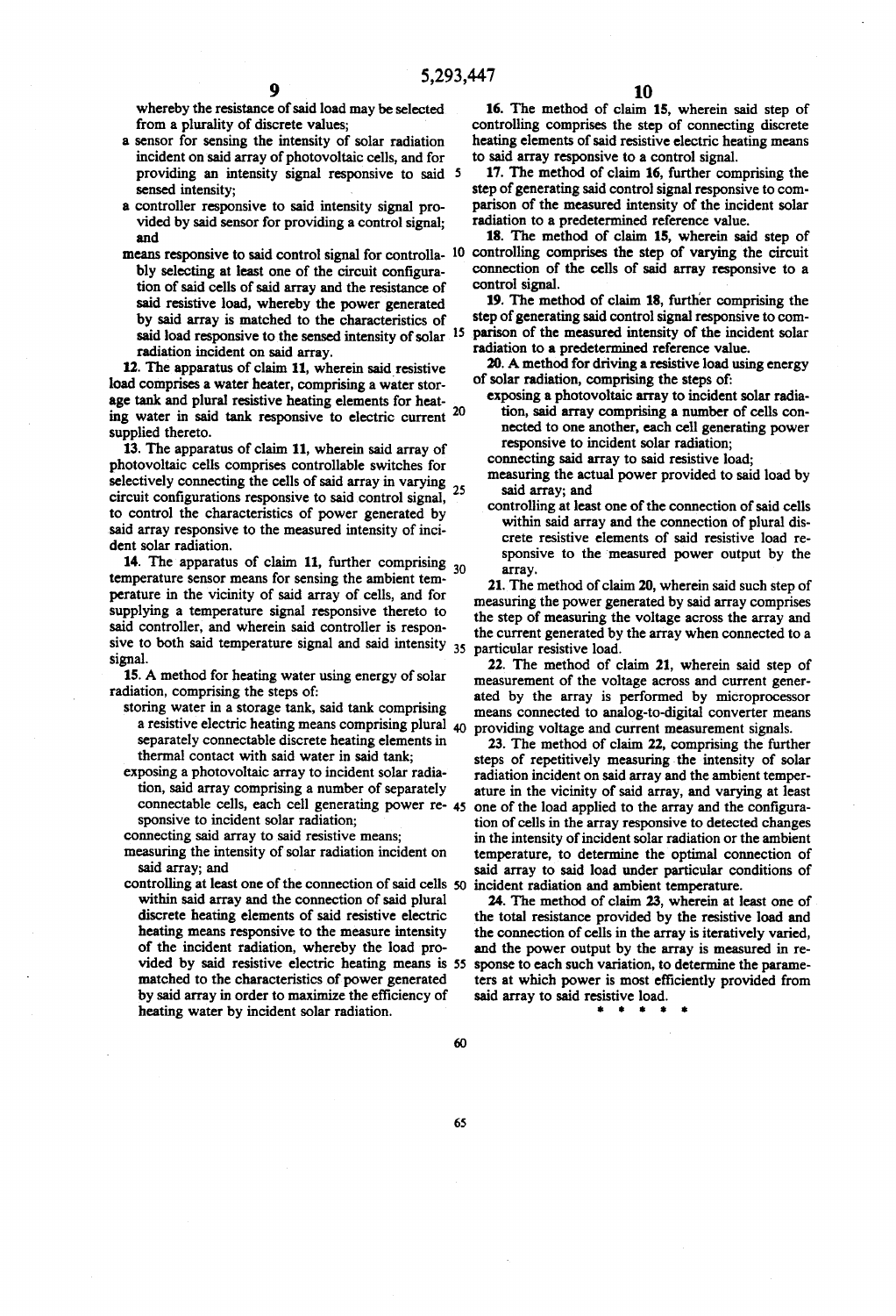whereby the resistance of said load may be selected from a plurality of discrete values;

a sensor for sensing the intensity of solar radiation incident on said array of photovoltaic cells, and for providing an intensity signal responsive to said sensed intensity;

a controller responsive to said intensity signal provided by said sensor for providing a control signal; and

means responsive to said control signal for controllably selecting at least one of the circuit configuration of said cells of said array and the resistance of said resistive load, whereby the power generated by said array is matched to the characteristics of said load responsive to the sensed intensity of solar radiation incident on said array.

12. The apparatus of claim 11, wherein said resistive load comprises a water heater, comprising a water storage tank and plural resistive heating elements for heating water in said tank responsive to electric current supplied thereto.

13. The apparatus of claim 11, wherein said array of photovoltaic cells comprises controllable switches for selectively connecting the cells of said array in varying circuit configurations responsive to said control signal, to control the characteristics of power generated by said array responsive to the measured intensity of incident solar radiation.

14. The apparatus of claim 11, further comprising temperature sensor means for sensing the ambient temperature in the vicinity of said array of cells, and for supplying a temperature signal responsive thereto to said controller, and wherein said controller is responsive to both said temperature signal and said intensity signal.

15. A method for heating water using energy of solar radiation, comprising the steps of:

storing water in a storage tank, said tank comprising a resistive electric heating means comprising plural separately connectable discrete heating elements in thermal contact with said water in said tank;

exposing a photovoltaic array to incident solar radiation, said array comprising a number of separately connectable cells, each cell generating power responsive to incident solar radiation;

connecting said array to said resistive means;

measuring the intensity of solar radiation incident on said array; and

controlling at least one of the connection of said cells within said array and the connection of said plural discrete heating elements of said resistive electric heating means responsive to the measure intensity of the incident radiation, whereby the load provided by said resistive electric heating means is matched to the characteristics of power generated by said array in order to maximize the efficiency of heating water by incident solar radiation.

16. The method of claim 15, wherein said step of controlling comprises the step of connecting discrete heating elements of said resistive electric heating means to said array responsive to a control signal.

17. The method of claim 16, further comprising the step of generating said control signal responsive to comparison of the measured intensity of the incident solar radiation to a predetermined reference value.

18. The method of claim 15, wherein said step of controlling comprises the step of varying the circuit connection of the cells of said array responsive to a control signal.

19. The method of claim 18, further comprising the step of generating said control signal responsive to comparison of the measured intensity of the incident solar radiation to a predetermined reference value.

20. A method for driving a resistive load using energy of solar radiation, comprising the steps of:

exposing a photovoltaic array to incident solar radiation, said array comprising a number of cells connected to one another, each cell generating power responsive to incident solar radiation;

connecting said array to said resistive load;

measuring the actual power provided to said load by said array; and

controlling at least one of the connection of said cells within said array and the connection of plural discrete resistive elements of said resistive load responsive to the measured power output by the array.

21. The method of claim 20, wherein said such step of measuring the power generated by said array comprises the step of measuring the voltage across the array and the current generated by the array when connected to a particular resistive load.

22. The method of claim 21, wherein said step of measurement of the voltage across and current generated by the array is performed by microprocessor means connected to analog-to-digital converter means providing voltage and current measurement signals.

23. The method of claim 22, comprising the further steps of repetitively measuring the intensity of solar radiation incident on said array and the ambient temperature in the vicinity of said array, and varying at least one of the load applied to the array and the configuration of cells in the array responsive to detected changes in the intensity of incident solar radiation or the ambient temperature, to determine the optimal connection of said array to said load under particular conditions of incident radiation and ambient temperature.

24. The method of claim 23, wherein at least one of the total resistance provided by the resistive load and the connection of cells in the array is iteratively varied, and the power output by the array is measured in response to each such variation, to determine the parameters at which power is most efficiently provided from said array to said resistive load.

* * * * *